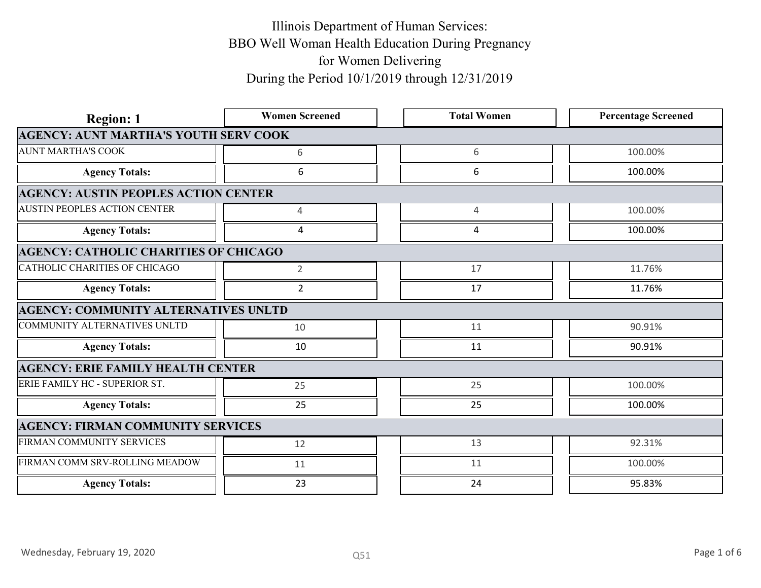# Illinois Department of Human Services:
# BBO Well Woman Health Education During Pregnancy
# for Women Delivering
# During the Period 10/1/2019 through 12/31/2019

| Region: 1 | Women Screened | Total Women | Percentage Screened |
|---|---|---|---|
| **AGENCY: AUNT MARTHA'S YOUTH SERV COOK** | | | |
| AUNT MARTHA'S COOK | 6 | 6 | 100.00% |
| **Agency Totals:** | 6 | 6 | 100.00% |
| **AGENCY: AUSTIN PEOPLES ACTION CENTER** | | | |
| AUSTIN PEOPLES ACTION CENTER | 4 | 4 | 100.00% |
| **Agency Totals:** | 4 | 4 | 100.00% |
| **AGENCY: CATHOLIC CHARITIES OF CHICAGO** | | | |
| CATHOLIC CHARITIES OF CHICAGO | 2 | 17 | 11.76% |
| **Agency Totals:** | 2 | 17 | 11.76% |
| **AGENCY: COMMUNITY ALTERNATIVES UNLTD** | | | |
| COMMUNITY ALTERNATIVES UNLTD | 10 | 11 | 90.91% |
| **Agency Totals:** | 10 | 11 | 90.91% |
| **AGENCY: ERIE FAMILY HEALTH CENTER** | | | |
| ERIE FAMILY HC - SUPERIOR ST. | 25 | 25 | 100.00% |
| **Agency Totals:** | 25 | 25 | 100.00% |
| **AGENCY: FIRMAN COMMUNITY SERVICES** | | | |
| FIRMAN COMMUNITY SERVICES | 12 | 13 | 92.31% |
| FIRMAN COMM SRV-ROLLING MEADOW | 11 | 11 | 100.00% |
| **Agency Totals:** | 23 | 24 | 95.83% |

Wednesday, February 19, 2020

Q51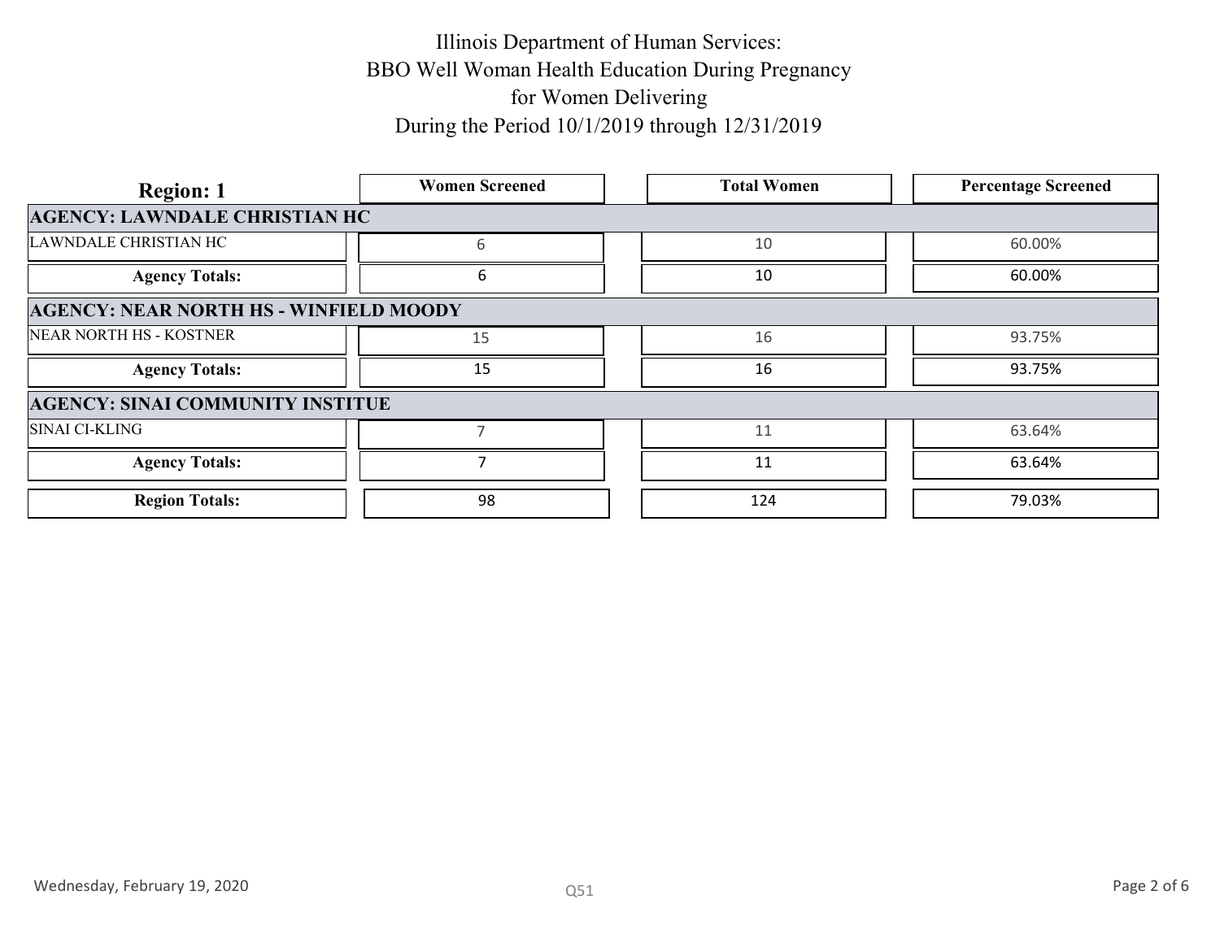# Illinois Department of Human Services:
# BBO Well Woman Health Education During Pregnancy
# for Women Delivering
# During the Period 10/1/2019 through 12/31/2019

| Region: 1 | Women Screened | Total Women | Percentage Screened |
|---|---|---|---|
| **AGENCY: LAWNDALE CHRISTIAN HC** | | | |
| LAWNDALE CHRISTIAN HC | 6 | 10 | 60.00% |
| **Agency Totals:** | 6 | 10 | 60.00% |
| **AGENCY: NEAR NORTH HS - WINFIELD MOODY** | | | |
| NEAR NORTH HS - KOSTNER | 15 | 16 | 93.75% |
| **Agency Totals:** | 15 | 16 | 93.75% |
| **AGENCY: SINAI COMMUNITY INSTITUE** | | | |
| SINAI CI-KLING | 7 | 11 | 63.64% |
| **Agency Totals:** | 7 | 11 | 63.64% |
| **Region Totals:** | 98 | 124 | 79.03% |

Wednesday, February 19, 2020

Q51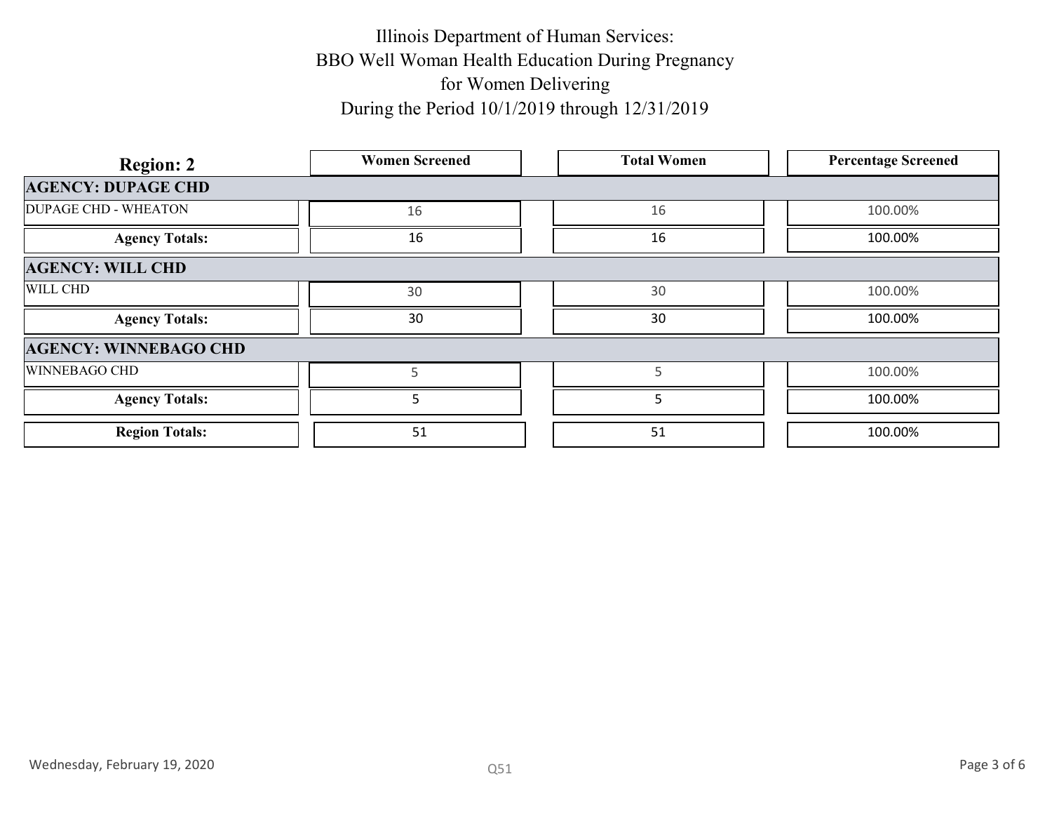# Illinois Department of Human Services:
# BBO Well Woman Health Education During Pregnancy
# for Women Delivering
# During the Period 10/1/2019 through 12/31/2019

| Region: 2 | Women Screened | Total Women | Percentage Screened |
|---|---|---|---|
| **AGENCY: DUPAGE CHD** | | | |
| DUPAGE CHD - WHEATON | 16 | 16 | 100.00% |
| **Agency Totals:** | 16 | 16 | 100.00% |
| **AGENCY: WILL CHD** | | | |
| WILL CHD | 30 | 30 | 100.00% |
| **Agency Totals:** | 30 | 30 | 100.00% |
| **AGENCY: WINNEBAGO CHD** | | | |
| WINNEBAGO CHD | 5 | 5 | 100.00% |
| **Agency Totals:** | 5 | 5 | 100.00% |
| **Region Totals:** | 51 | 51 | 100.00% |

Wednesday, February 19, 2020

Q51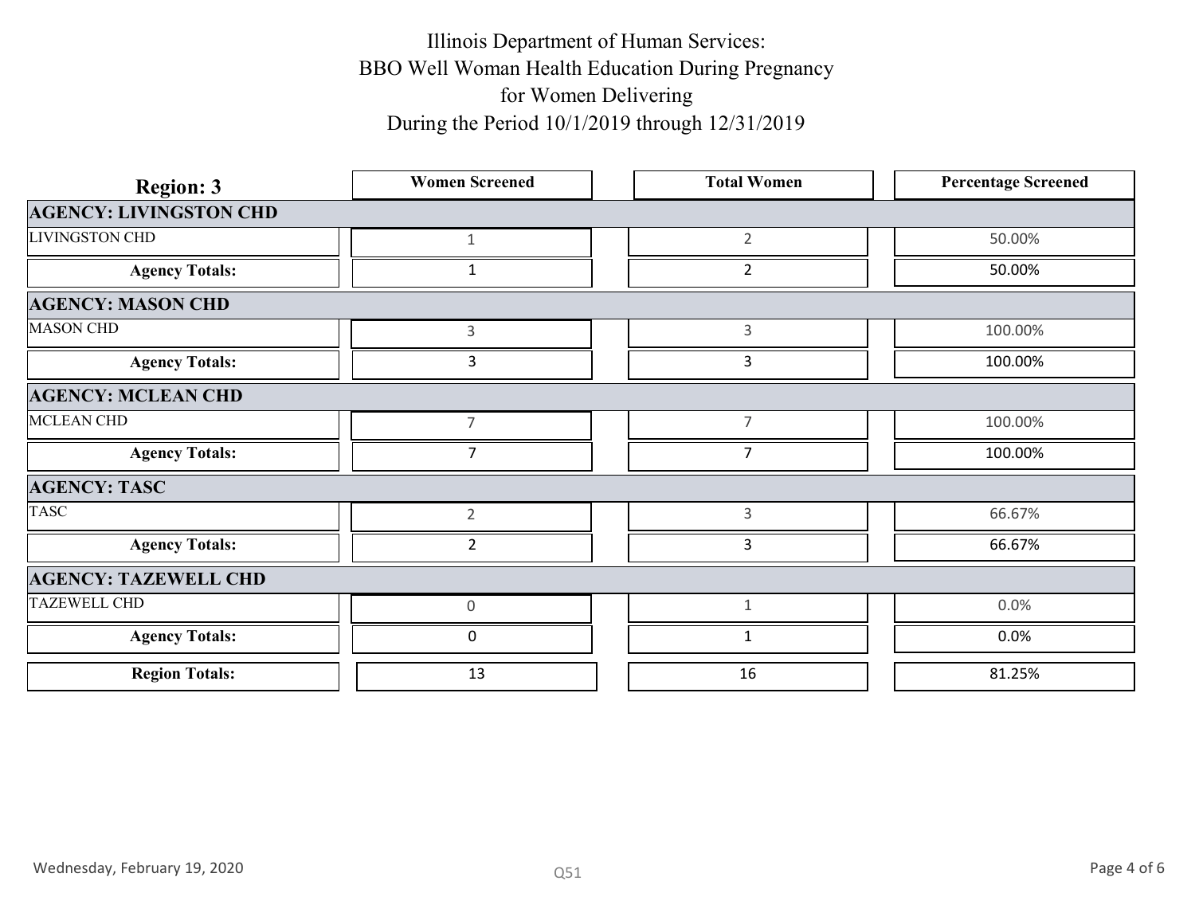# Illinois Department of Human Services:
# BBO Well Woman Health Education During Pregnancy
# for Women Delivering
# During the Period 10/1/2019 through 12/31/2019

| Region: 3 | Women Screened | Total Women | Percentage Screened |
|---|---|---|---|
| **AGENCY: LIVINGSTON CHD** | | | |
| LIVINGSTON CHD | 1 | 2 | 50.00% |
| **Agency Totals:** | 1 | 2 | 50.00% |
| **AGENCY: MASON CHD** | | | |
| MASON CHD | 3 | 3 | 100.00% |
| **Agency Totals:** | 3 | 3 | 100.00% |
| **AGENCY: MCLEAN CHD** | | | |
| MCLEAN CHD | 7 | 7 | 100.00% |
| **Agency Totals:** | 7 | 7 | 100.00% |
| **AGENCY: TASC** | | | |
| TASC | 2 | 3 | 66.67% |
| **Agency Totals:** | 2 | 3 | 66.67% |
| **AGENCY: TAZEWELL CHD** | | | |
| TAZEWELL CHD | 0 | 1 | 0.0% |
| **Agency Totals:** | 0 | 1 | 0.0% |
| **Region Totals:** | 13 | 16 | 81.25% |

Wednesday, February 19, 2020

Q51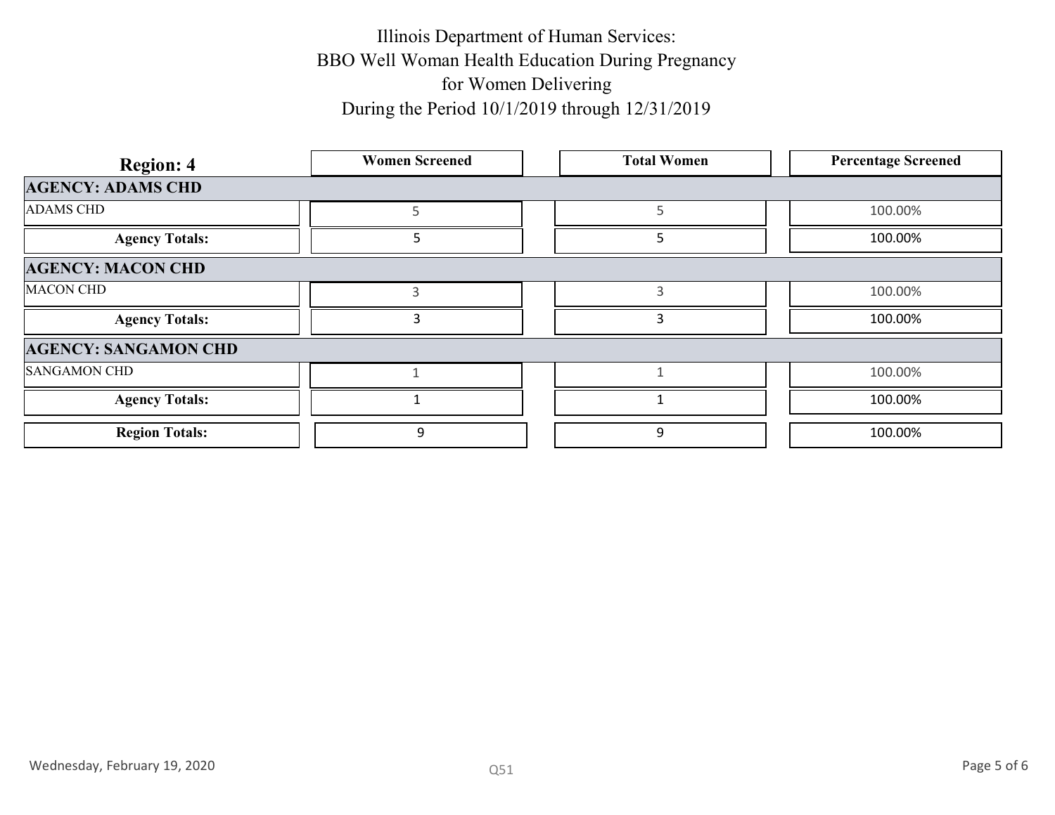# Illinois Department of Human Services: BBO Well Woman Health Education During Pregnancy for Women Delivering During the Period 10/1/2019 through 12/31/2019

| Region: 4 | Women Screened | Total Women | Percentage Screened |
|---|---|---|---|
| **AGENCY: ADAMS CHD** | | | |
| ADAMS CHD | 5 | 5 | 100.00% |
| **Agency Totals:** | 5 | 5 | 100.00% |
| **AGENCY: MACON CHD** | | | |
| MACON CHD | 3 | 3 | 100.00% |
| **Agency Totals:** | 3 | 3 | 100.00% |
| **AGENCY: SANGAMON CHD** | | | |
| SANGAMON CHD | 1 | 1 | 100.00% |
| **Agency Totals:** | 1 | 1 | 100.00% |
| **Region Totals:** | 9 | 9 | 100.00% |

Wednesday, February 19, 2020

Q51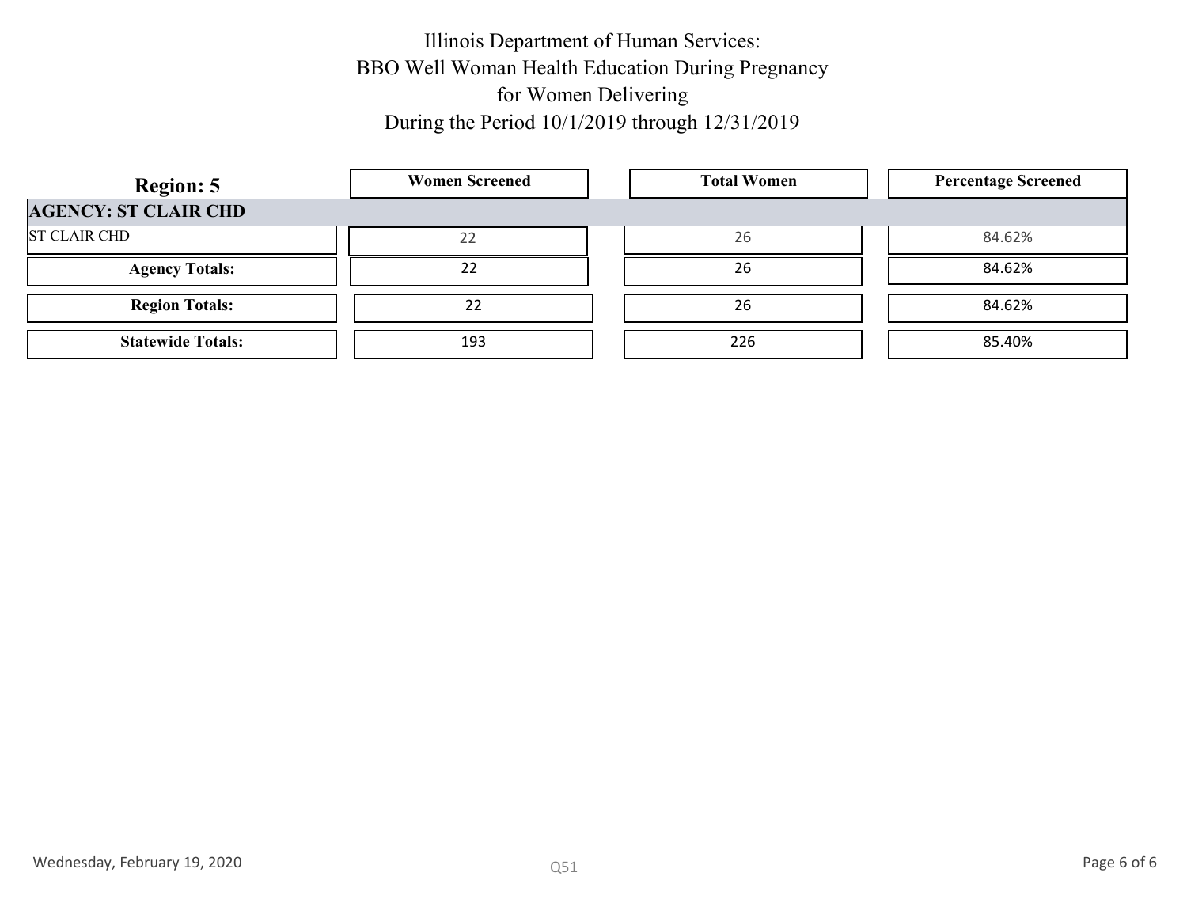# Illinois Department of Human Services:
# BBO Well Woman Health Education During Pregnancy
# for Women Delivering
# During the Period 10/1/2019 through 12/31/2019

| Region: 5 | Women Screened | Total Women | Percentage Screened |
| --- | --- | --- | --- |
| **AGENCY: ST CLAIR CHD** | | | |
| ST CLAIR CHD | 22 | 26 | 84.62% |
| **Agency Totals:** | 22 | 26 | 84.62% |
| **Region Totals:** | 22 | 26 | 84.62% |
| **Statewide Totals:** | 193 | 226 | 85.40% |

Wednesday, February 19, 2020

Q51